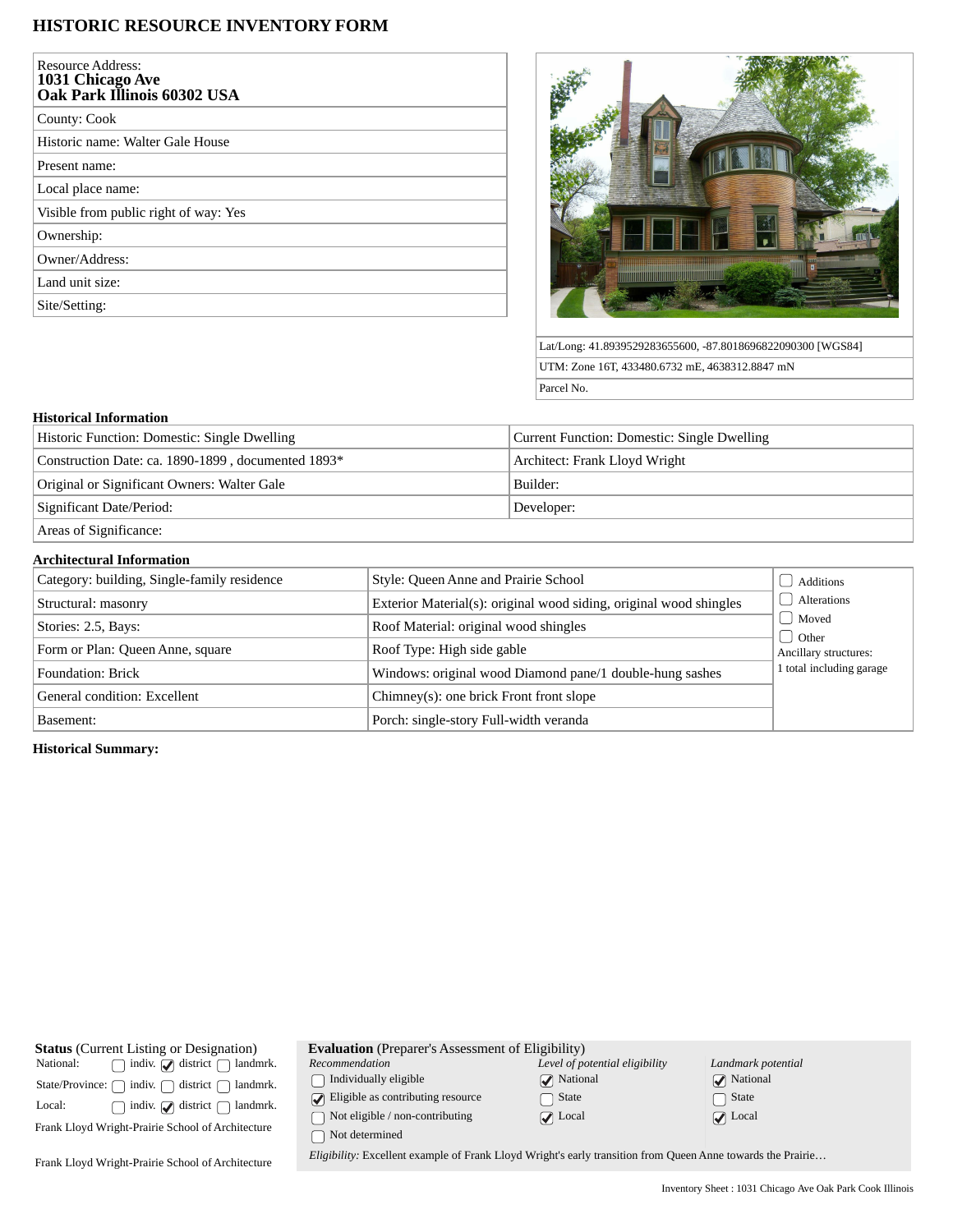# HISTORIC RESOURCE INVENTORY FORM

| Resource Address: **1031 Chicago Ave Oak Park Illinois 60302 USA** |
|---|
| County: Cook |
| Historic name: Walter Gale House |
| Present name: |
| Local place name: |
| Visible from public right of way: Yes |
| Ownership: |
| Owner/Address: |
| Land unit size: |
| Site/Setting: |

| |
|---|
| Lat/Long: 41.8939529283655600, -87.8018696822090300 [WGS84] |
| UTM: Zone 16T, 433480.6732 mE, 4638312.8847 mN |
| Parcel No. |

### Historical Information

| | |
|---|---|
| Historic Function: Domestic: Single Dwelling | Current Function: Domestic: Single Dwelling |
| Construction Date: ca. 1890-1899 , documented 1893* | Architect: Frank Lloyd Wright |
| Original or Significant Owners: Walter Gale | Builder: |
| Significant Date/Period: | Developer: |
| Areas of Significance: | |

### Architectural Information

| | | |
|---|---|---|
| Category: building, Single-family residence | Style: Queen Anne and Prairie School | ☐ Additions |
| Structural: masonry | Exterior Material(s): original wood siding, original wood shingles | ☐ Alterations |
| Stories: 2.5, Bays: | Roof Material: original wood shingles | ☐ Moved |
| Form or Plan: Queen Anne, square | Roof Type: High side gable | ☐ Other |
| Foundation: Brick | Windows: original wood Diamond pane/1 double-hung sashes | Ancillary structures: 1 total including garage |
| General condition: Excellent | Chimney(s): one brick Front front slope | |
| Basement: | Porch: single-story Full-width veranda | |

**Historical Summary:**

**Status** (Current Listing or Designation)

| | | | |
|---|---|---|---|
| National: | ☐ indiv. | ☑ district | ☐ landmrk. |
| State/Province: | ☐ indiv. | ☐ district | ☐ landmrk. |
| Local: | ☐ indiv. | ☑ district | ☐ landmrk. |

Frank Lloyd Wright-Prairie School of Architecture

Frank Lloyd Wright-Prairie School of Architecture

**Evaluation** (Preparer's Assessment of Eligibility)

| *Recommendation* | *Level of potential eligibility* | *Landmark potential* |
|---|---|---|
| ☐ Individually eligible | ☑ National | ☑ National |
| ☑ Eligible as contributing resource | ☐ State | ☐ State |
| ☐ Not eligible / non-contributing | ☑ Local | ☑ Local |
| ☐ Not determined | | |

*Eligibility:* Excellent example of Frank Lloyd Wright's early transition from Queen Anne towards the Prairie…

Inventory Sheet : 1031 Chicago Ave Oak Park Cook Illinois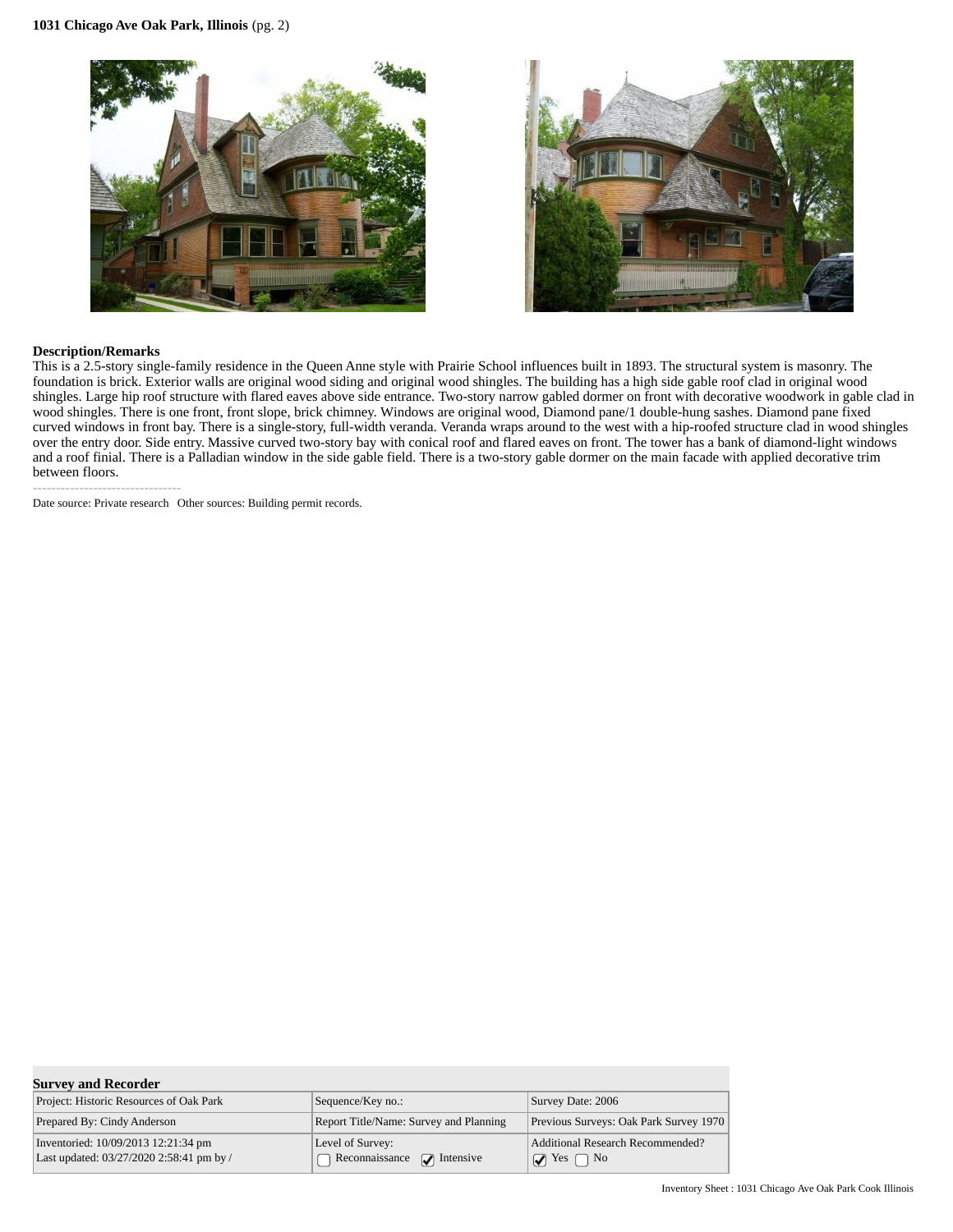**1031 Chicago Ave Oak Park, Illinois** (pg. 2)

**Description/Remarks**

This is a 2.5-story single-family residence in the Queen Anne style with Prairie School influences built in 1893. The structural system is masonry. The foundation is brick. Exterior walls are original wood siding and original wood shingles. The building has a high side gable roof clad in original wood shingles. Large hip roof structure with flared eaves above side entrance. Two-story narrow gabled dormer on front with decorative woodwork in gable clad in wood shingles. There is one front, front slope, brick chimney. Windows are original wood, Diamond pane/1 double-hung sashes. Diamond pane fixed curved windows in front bay. There is a single-story, full-width veranda. Veranda wraps around to the west with a hip-roofed structure clad in wood shingles over the entry door. Side entry. Massive curved two-story bay with conical roof and flared eaves on front. The tower has a bank of diamond-light windows and a roof finial. There is a Palladian window in the side gable field. There is a two-story gable dormer on the main facade with applied decorative trim between floors.

--------------------------------

Date source: Private research   Other sources: Building permit records.

**Survey and Recorder**

| | | |
|---|---|---|
| Project: Historic Resources of Oak Park | Sequence/Key no.: | Survey Date: 2006 |
| Prepared By: Cindy Anderson | Report Title/Name: Survey and Planning | Previous Surveys: Oak Park Survey 1970 |
| Inventoried: 10/09/2013 12:21:34 pm<br>Last updated: 03/27/2020 2:58:41 pm by / | Level of Survey:<br>☐ Reconnaissance ☑ Intensive | Additional Research Recommended?<br>☑ Yes ☐ No |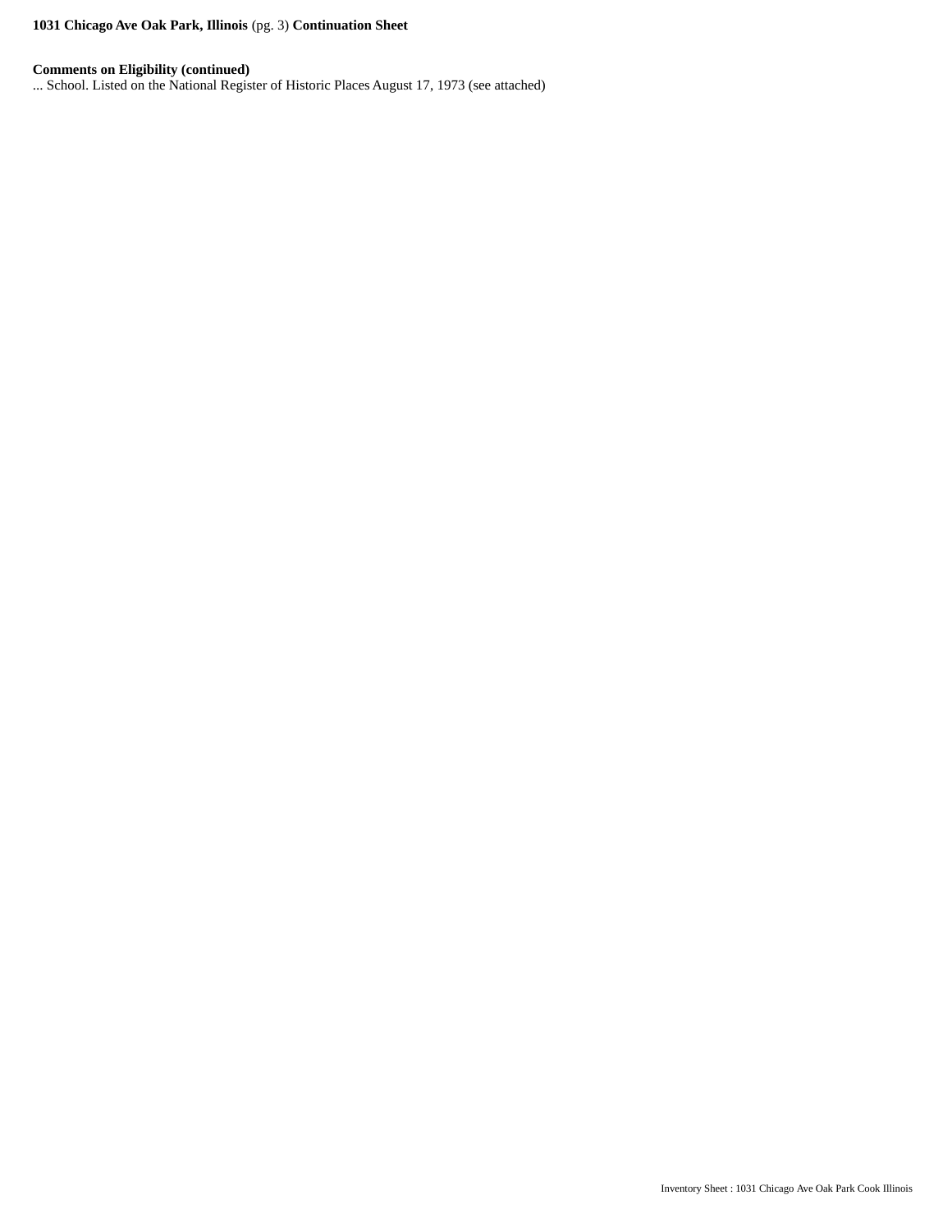**1031 Chicago Ave Oak Park, Illinois** (pg. 3) **Continuation Sheet**

**Comments on Eligibility (continued)**

... School. Listed on the National Register of Historic Places August 17, 1973 (see attached)